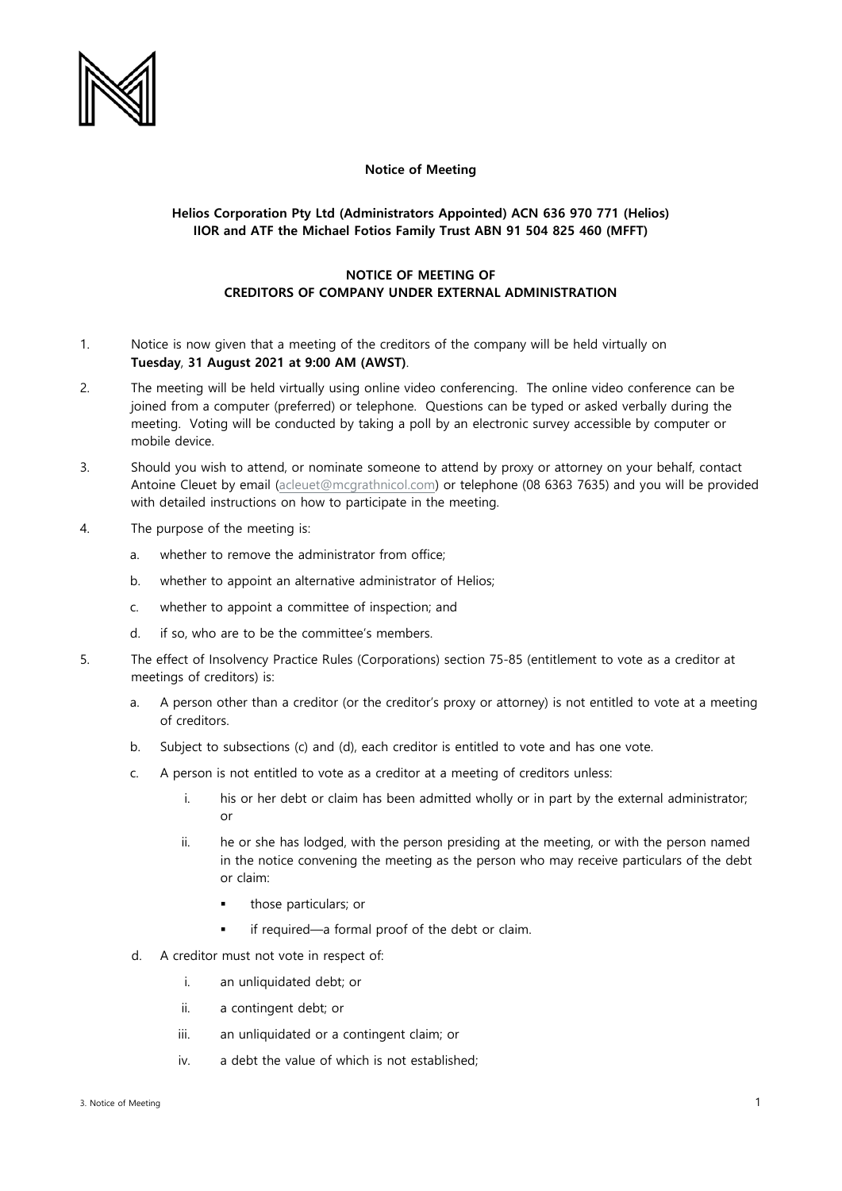**Notice of Meeting**

**Helios Corporation Pty Ltd (Administrators Appointed) ACN 636 970 771 (Helios)**
**IIOR and ATF the Michael Fotios Family Trust ABN 91 504 825 460 (MFFT)**

**NOTICE OF MEETING OF**
**CREDITORS OF COMPANY UNDER EXTERNAL ADMINISTRATION**

1. Notice is now given that a meeting of the creditors of the company will be held virtually on **Tuesday**, **31 August 2021 at 9:00 AM (AWST)**.

2. The meeting will be held virtually using online video conferencing. The online video conference can be joined from a computer (preferred) or telephone. Questions can be typed or asked verbally during the meeting. Voting will be conducted by taking a poll by an electronic survey accessible by computer or mobile device.

3. Should you wish to attend, or nominate someone to attend by proxy or attorney on your behalf, contact Antoine Cleuet by email (acleuet@mcgrathnicol.com) or telephone (08 6363 7635) and you will be provided with detailed instructions on how to participate in the meeting.

4. The purpose of the meeting is:

   a. whether to remove the administrator from office;

   b. whether to appoint an alternative administrator of Helios;

   c. whether to appoint a committee of inspection; and

   d. if so, who are to be the committee's members.

5. The effect of Insolvency Practice Rules (Corporations) section 75-85 (entitlement to vote as a creditor at meetings of creditors) is:

   a. A person other than a creditor (or the creditor's proxy or attorney) is not entitled to vote at a meeting of creditors.

   b. Subject to subsections (c) and (d), each creditor is entitled to vote and has one vote.

   c. A person is not entitled to vote as a creditor at a meeting of creditors unless:

      i. his or her debt or claim has been admitted wholly or in part by the external administrator; or

      ii. he or she has lodged, with the person presiding at the meeting, or with the person named in the notice convening the meeting as the person who may receive particulars of the debt or claim:

         - those particulars; or
         - if required—a formal proof of the debt or claim.

   d. A creditor must not vote in respect of:

      i. an unliquidated debt; or

      ii. a contingent debt; or

      iii. an unliquidated or a contingent claim; or

      iv. a debt the value of which is not established;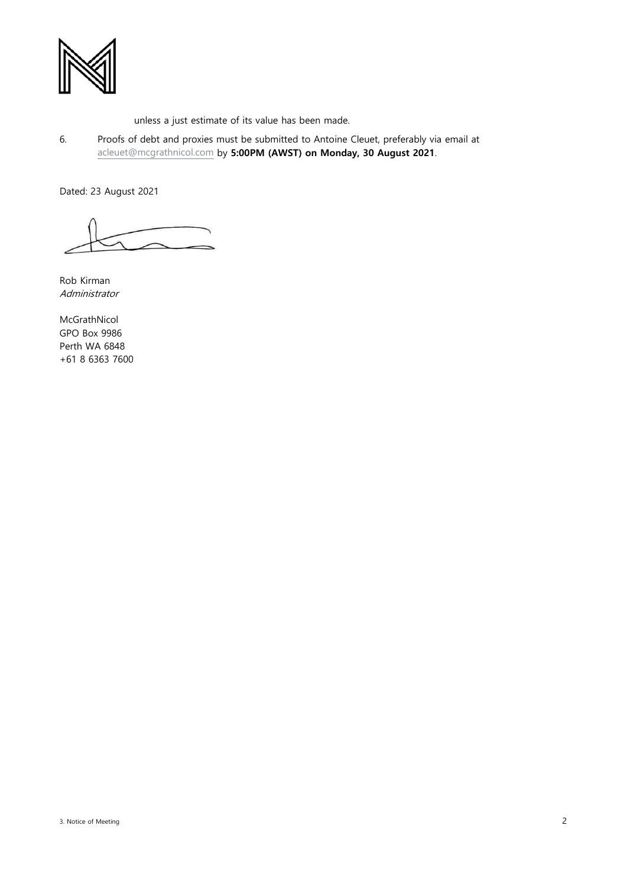unless a just estimate of its value has been made.

6. Proofs of debt and proxies must be submitted to Antoine Cleuet, preferably via email at acleuet@mcgrathnicol.com by **5:00PM (AWST) on Monday, 30 August 2021**.

Dated: 23 August 2021

Rob Kirman
*Administrator*

McGrathNicol
GPO Box 9986
Perth WA 6848
+61 8 6363 7600